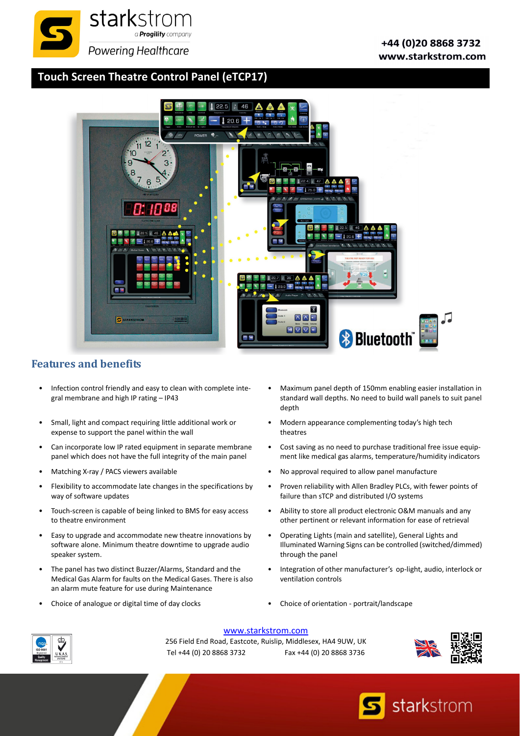starkstrom

a Progility company

Powering Healthcare

+44 (0)20 8868 3732
www.starkstrom.com

# Touch Screen Theatre Control Panel (eTCP17)

## Features and benefits

- Infection control friendly and easy to clean with complete integral membrane and high IP rating – IP43
- Small, light and compact requiring little additional work or expense to support the panel within the wall
- Can incorporate low IP rated equipment in separate membrane panel which does not have the full integrity of the main panel
- Matching X-ray / PACS viewers available
- Flexibility to accommodate late changes in the specifications by way of software updates
- Touch-screen is capable of being linked to BMS for easy access to theatre environment
- Easy to upgrade and accommodate new theatre innovations by software alone. Minimum theatre downtime to upgrade audio speaker system.
- The panel has two distinct Buzzer/Alarms, Standard and the Medical Gas Alarm for faults on the Medical Gases. There is also an alarm mute feature for use during Maintenance
- Choice of analogue or digital time of day clocks
- Maximum panel depth of 150mm enabling easier installation in standard wall depths. No need to build wall panels to suit panel depth
- Modern appearance complementing today's high tech theatres
- Cost saving as no need to purchase traditional free issue equipment like medical gas alarms, temperature/humidity indicators
- No approval required to allow panel manufacture
- Proven reliability with Allen Bradley PLCs, with fewer points of failure than sTCP and distributed I/O systems
- Ability to store all product electronic O&M manuals and any other pertinent or relevant information for ease of retrieval
- Operating Lights (main and satellite), General Lights and Illuminated Warning Signs can be controlled (switched/dimmed) through the panel
- Integration of other manufacturer's op-light, audio, interlock or ventilation controls
- Choice of orientation - portrait/landscape

www.starkstrom.com
256 Field End Road, Eastcote, Ruislip, Middlesex, HA4 9UW, UK
Tel +44 (0) 20 8868 3732 Fax +44 (0) 20 8868 3736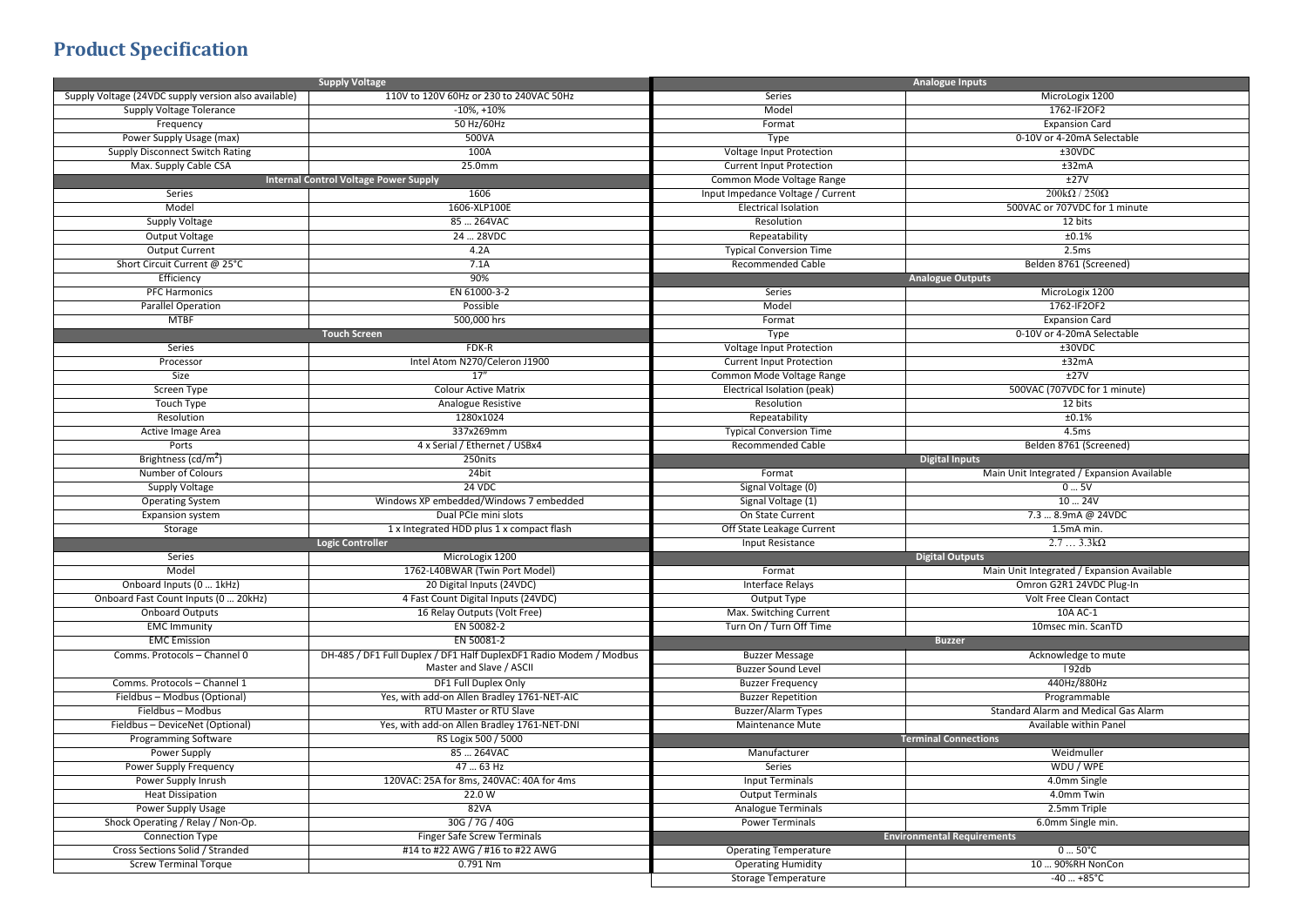# Product Specification

| Supply Voltage | |
|---|---|
| Supply Voltage (24VDC supply version also available) | 110V to 120V 60Hz or 230 to 240VAC 50Hz |
| Supply Voltage Tolerance | -10%, +10% |
| Frequency | 50 Hz/60Hz |
| Power Supply Usage (max) | 500VA |
| Supply Disconnect Switch Rating | 100A |
| Max. Supply Cable CSA | 25.0mm |
| **Internal Control Voltage Power Supply** | |
| Series | 1606 |
| Model | 1606-XLP100E |
| Supply Voltage | 85 … 264VAC |
| Output Voltage | 24 … 28VDC |
| Output Current | 4.2A |
| Short Circuit Current @ 25°C | 7.1A |
| Efficiency | 90% |
| PFC Harmonics | EN 61000-3-2 |
| Parallel Operation | Possible |
| MTBF | 500,000 hrs |
| **Touch Screen** | |
| Series | FDK-R |
| Processor | Intel Atom N270/Celeron J1900 |
| Size | 17" |
| Screen Type | Colour Active Matrix |
| Touch Type | Analogue Resistive |
| Resolution | 1280x1024 |
| Active Image Area | 337x269mm |
| Ports | 4 x Serial / Ethernet / USBx4 |
| Brightness (cd/m$^2$) | 250nits |
| Number of Colours | 24bit |
| Supply Voltage | 24 VDC |
| Operating System | Windows XP embedded/Windows 7 embedded |
| Expansion system | Dual PCIe mini slots |
| Storage | 1 x Integrated HDD plus 1 x compact flash |
| **Logic Controller** | |
| Series | MicroLogix 1200 |
| Model | 1762-L40BWAR (Twin Port Model) |
| Onboard Inputs (0 … 1kHz) | 20 Digital Inputs (24VDC) |
| Onboard Fast Count Inputs (0 … 20kHz) | 4 Fast Count Digital Inputs (24VDC) |
| Onboard Outputs | 16 Relay Outputs (Volt Free) |
| EMC Immunity | EN 50082-2 |
| EMC Emission | EN 50081-2 |
| Comms. Protocols – Channel 0 | DH-485 / DF1 Full Duplex / DF1 Half DuplexDF1 Radio Modem / Modbus Master and Slave / ASCII |
| Comms. Protocols – Channel 1 | DF1 Full Duplex Only |
| Fieldbus – Modbus (Optional) | Yes, with add-on Allen Bradley 1761-NET-AIC |
| Fieldbus – Modbus | RTU Master or RTU Slave |
| Fieldbus – DeviceNet (Optional) | Yes, with add-on Allen Bradley 1761-NET-DNI |
| Programming Software | RS Logix 500 / 5000 |
| Power Supply | 85 … 264VAC |
| Power Supply Frequency | 47 … 63 Hz |
| Power Supply Inrush | 120VAC: 25A for 8ms, 240VAC: 40A for 4ms |
| Heat Dissipation | 22.0 W |
| Power Supply Usage | 82VA |
| Shock Operating / Relay / Non-Op. | 30G / 7G / 40G |
| Connection Type | Finger Safe Screw Terminals |
| Cross Sections Solid / Stranded | #14 to #22 AWG / #16 to #22 AWG |
| Screw Terminal Torque | 0.791 Nm |

| Analogue Inputs | |
|---|---|
| Series | MicroLogix 1200 |
| Model | 1762-IF2OF2 |
| Format | Expansion Card |
| Type | 0-10V or 4-20mA Selectable |
| Voltage Input Protection | ±30VDC |
| Current Input Protection | ±32mA |
| Common Mode Voltage Range | ±27V |
| Input Impedance Voltage / Current | 200kΩ / 250Ω |
| Electrical Isolation | 500VAC or 707VDC for 1 minute |
| Resolution | 12 bits |
| Repeatability | ±0.1% |
| Typical Conversion Time | 2.5ms |
| Recommended Cable | Belden 8761 (Screened) |
| **Analogue Outputs** | |
| Series | MicroLogix 1200 |
| Model | 1762-IF2OF2 |
| Format | Expansion Card |
| Type | 0-10V or 4-20mA Selectable |
| Voltage Input Protection | ±30VDC |
| Current Input Protection | ±32mA |
| Common Mode Voltage Range | ±27V |
| Electrical Isolation (peak) | 500VAC (707VDC for 1 minute) |
| Resolution | 12 bits |
| Repeatability | ±0.1% |
| Typical Conversion Time | 4.5ms |
| Recommended Cable | Belden 8761 (Screened) |
| **Digital Inputs** | |
| Format | Main Unit Integrated / Expansion Available |
| Signal Voltage (0) | 0 … 5V |
| Signal Voltage (1) | 10 … 24V |
| On State Current | 7.3 … 8.9mA @ 24VDC |
| Off State Leakage Current | 1.5mA min. |
| Input Resistance | 2.7 … 3.3kΩ |
| **Digital Outputs** | |
| Format | Main Unit Integrated / Expansion Available |
| Interface Relays | Omron G2R1 24VDC Plug-In |
| Output Type | Volt Free Clean Contact |
| Max. Switching Current | 10A AC-1 |
| Turn On / Turn Off Time | 10msec min. ScanTD |
| **Buzzer** | |
| Buzzer Message | Acknowledge to mute |
| Buzzer Sound Level | I 92db |
| Buzzer Frequency | 440Hz/880Hz |
| Buzzer Repetition | Programmable |
| Buzzer/Alarm Types | Standard Alarm and Medical Gas Alarm |
| Maintenance Mute | Available within Panel |
| **Terminal Connections** | |
| Manufacturer | Weidmuller |
| Series | WDU / WPE |
| Input Terminals | 4.0mm Single |
| Output Terminals | 4.0mm Twin |
| Analogue Terminals | 2.5mm Triple |
| Power Terminals | 6.0mm Single min. |
| **Environmental Requirements** | |
| Operating Temperature | 0 … 50°C |
| Operating Humidity | 10 … 90%RH NonCon |
| Storage Temperature | -40 … +85°C |